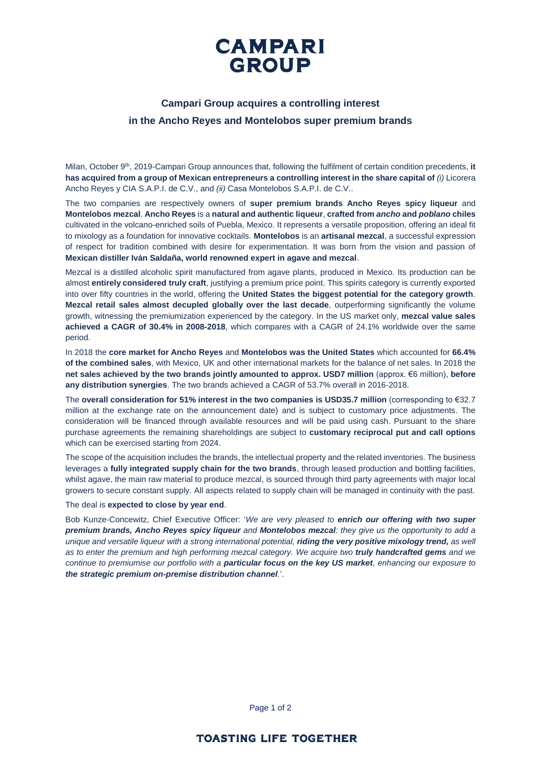# CAMPARI GROUP

## Campari Group acquires a controlling interest in the Ancho Reyes and Montelobos super premium brands

Milan, October 9th, 2019-Campari Group announces that, following the fulfilment of certain condition precedents, **it has acquired from a group of Mexican entrepreneurs a controlling interest in the share capital of** *(i)* Licorera Ancho Reyes y CIA S.A.P.I. de C.V., and *(ii)* Casa Montelobos S.A.P.I. de C.V..

The two companies are respectively owners of **super premium brands Ancho Reyes spicy liqueur** and **Montelobos mezcal**. **Ancho Reyes** is a **natural and authentic liqueur**, **crafted from *ancho* and *poblano* chiles** cultivated in the volcano-enriched soils of Puebla, Mexico. It represents a versatile proposition, offering an ideal fit to mixology as a foundation for innovative cocktails. **Montelobos** is an **artisanal mezcal**, a successful expression of respect for tradition combined with desire for experimentation. It was born from the vision and passion of **Mexican distiller Iván Saldaña, world renowned expert in agave and mezcal**.

Mezcal is a distilled alcoholic spirit manufactured from agave plants, produced in Mexico. Its production can be almost **entirely considered truly craft**, justifying a premium price point. This spirits category is currently exported into over fifty countries in the world, offering the **United States the biggest potential for the category growth**. **Mezcal retail sales almost decupled globally over the last decade**, outperforming significantly the volume growth, witnessing the premiumization experienced by the category. In the US market only, **mezcal value sales achieved a CAGR of 30.4% in 2008-2018**, which compares with a CAGR of 24.1% worldwide over the same period.

In 2018 the **core market for Ancho Reyes** and **Montelobos was the United States** which accounted for **66.4% of the combined sales**, with Mexico, UK and other international markets for the balance of net sales. In 2018 the **net sales achieved by the two brands jointly amounted to approx. USD7 million** (approx. €6 million), **before any distribution synergies**. The two brands achieved a CAGR of 53.7% overall in 2016-2018.

The **overall consideration for 51% interest in the two companies is USD35.7 million** (corresponding to €32.7 million at the exchange rate on the announcement date) and is subject to customary price adjustments. The consideration will be financed through available resources and will be paid using cash. Pursuant to the share purchase agreements the remaining shareholdings are subject to **customary reciprocal put and call options** which can be exercised starting from 2024.

The scope of the acquisition includes the brands, the intellectual property and the related inventories. The business leverages a **fully integrated supply chain for the two brands**, through leased production and bottling facilities, whilst agave, the main raw material to produce mezcal, is sourced through third party agreements with major local growers to secure constant supply. All aspects related to supply chain will be managed in continuity with the past.

The deal is **expected to close by year end**.

Bob Kunze-Concewitz, Chief Executive Officer: '*We are very pleased to **enrich our offering with two super premium brands, Ancho Reyes spicy liqueur** and **Montelobos mezcal**: they give us the opportunity to add a unique and versatile liqueur with a strong international potential, **riding the very positive mixology trend,** as well as to enter the premium and high performing mezcal category. We acquire two **truly handcrafted gems** and we continue to premiumise our portfolio with a **particular focus on the key US market**, enhancing our exposure to **the strategic premium on-premise distribution channel**.*'.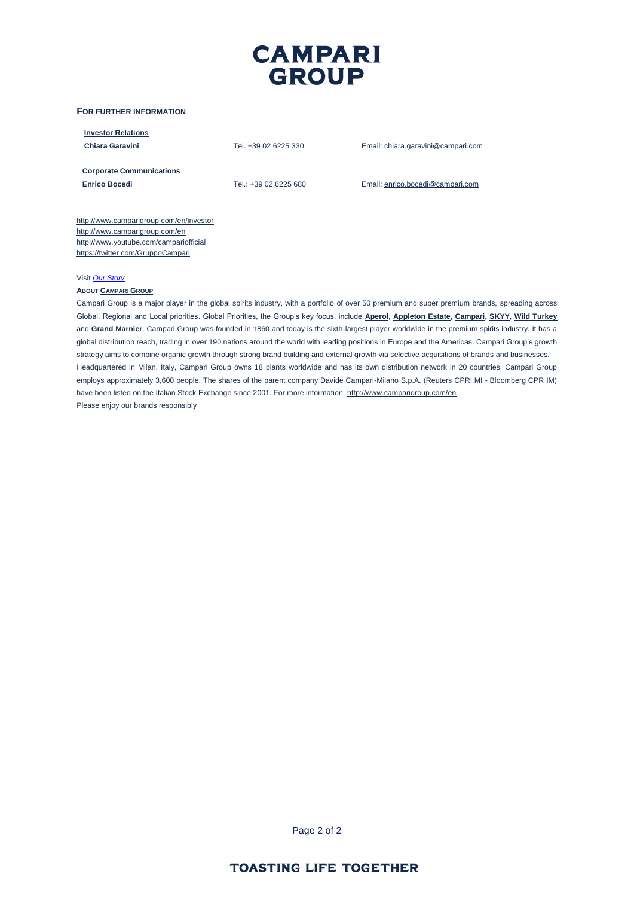**FOR FURTHER INFORMATION**

**Investor Relations**

| | | |
|---|---|---|
| **Chiara Garavini** | Tel. +39 02 6225 330 | Email: chiara.garavini@campari.com |

**Corporate Communications**

| | | |
|---|---|---|
| **Enrico Bocedi** | Tel.: +39 02 6225 680 | Email: enrico.bocedi@campari.com |

http://www.camparigroup.com/en/investor
http://www.camparigroup.com/en
http://www.youtube.com/campariofficial
https://twitter.com/GruppoCampari

Visit *Our Story*

**ABOUT CAMPARI GROUP**

Campari Group is a major player in the global spirits industry, with a portfolio of over 50 premium and super premium brands, spreading across Global, Regional and Local priorities. Global Priorities, the Group's key focus, include **Aperol, Appleton Estate, Campari, SKYY**, **Wild Turkey** and **Grand Marnier**. Campari Group was founded in 1860 and today is the sixth-largest player worldwide in the premium spirits industry. It has a global distribution reach, trading in over 190 nations around the world with leading positions in Europe and the Americas. Campari Group's growth strategy aims to combine organic growth through strong brand building and external growth via selective acquisitions of brands and businesses.
Headquartered in Milan, Italy, Campari Group owns 18 plants worldwide and has its own distribution network in 20 countries. Campari Group employs approximately 3,600 people. The shares of the parent company Davide Campari-Milano S.p.A. (Reuters CPRI.MI - Bloomberg CPR IM) have been listed on the Italian Stock Exchange since 2001. For more information: http://www.camparigroup.com/en
Please enjoy our brands responsibly